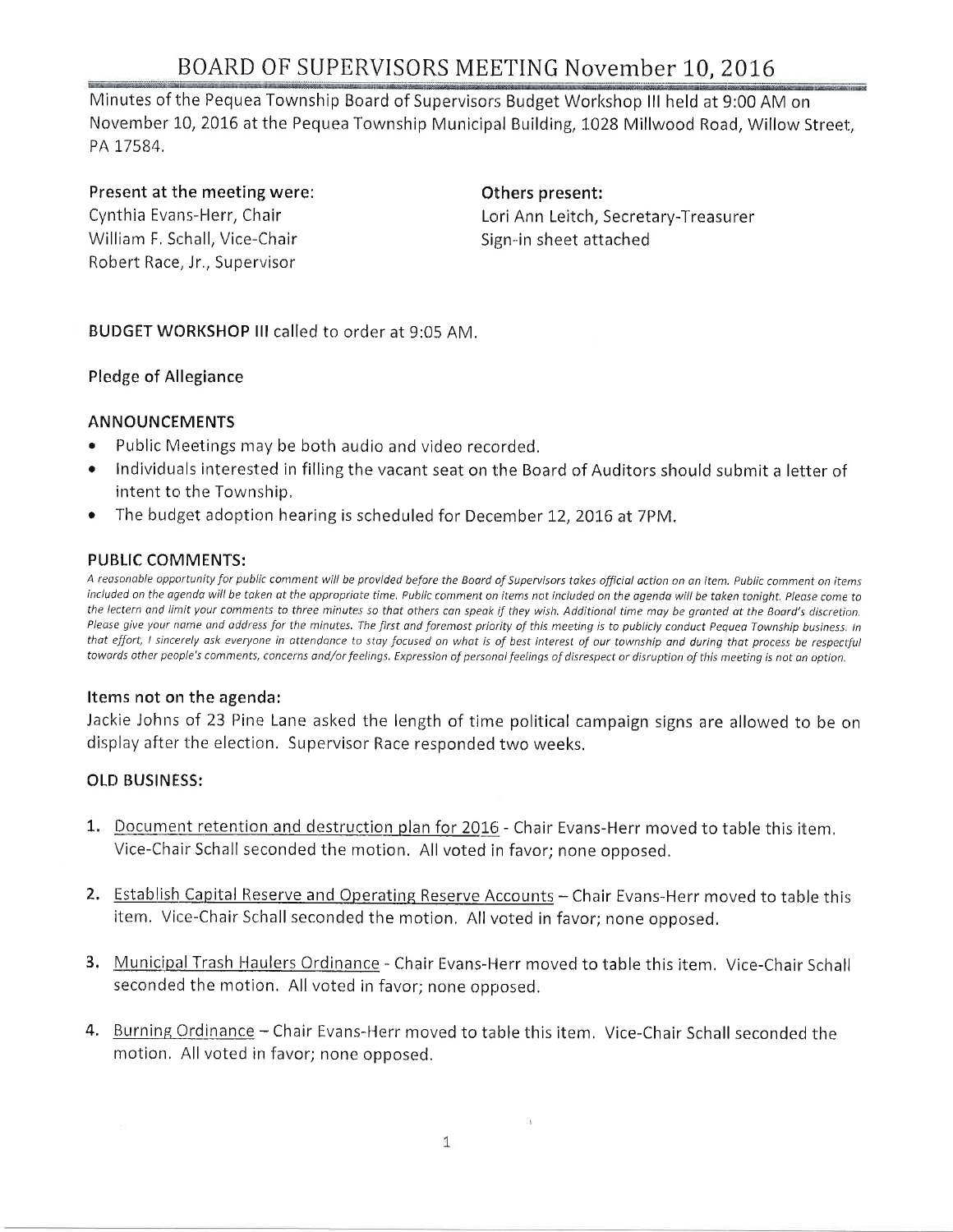# BOARD OF SUPERVISORS MEETING November 10, 2016

Minutes of the Pequea Township Board of Supervisors Budget Workshop III held at 9:00 AM on November 10, 2016 at the Pequea Township Municipal Building, 1028 Millwood Road, Willow Street, PA 17584.

**Present at the meeting were:**
Cynthia Evans-Herr, Chair
William F. Schall, Vice-Chair
Robert Race, Jr., Supervisor

**Others present:**
Lori Ann Leitch, Secretary-Treasurer
Sign-in sheet attached

**BUDGET WORKSHOP III** called to order at 9:05 AM.

**Pledge of Allegiance**

### ANNOUNCEMENTS

- Public Meetings may be both audio and video recorded.
- Individuals interested in filling the vacant seat on the Board of Auditors should submit a letter of intent to the Township.
- The budget adoption hearing is scheduled for December 12, 2016 at 7PM.

### PUBLIC COMMENTS:

*A reasonable opportunity for public comment will be provided before the Board of Supervisors takes official action on an item. Public comment on items included on the agenda will be taken at the appropriate time. Public comment on items not included on the agenda will be taken tonight. Please come to the lectern and limit your comments to three minutes so that others can speak if they wish. Additional time may be granted at the Board's discretion. Please give your name and address for the minutes. The first and foremost priority of this meeting is to publicly conduct Pequea Township business. In that effort, I sincerely ask everyone in attendance to stay focused on what is of best interest of our township and during that process be respectful towards other people's comments, concerns and/or feelings. Expression of personal feelings of disrespect or disruption of this meeting is not an option.*

#### Items not on the agenda:

Jackie Johns of 23 Pine Lane asked the length of time political campaign signs are allowed to be on display after the election. Supervisor Race responded two weeks.

### OLD BUSINESS:

1. Document retention and destruction plan for 2016 - Chair Evans-Herr moved to table this item. Vice-Chair Schall seconded the motion. All voted in favor; none opposed.

2. Establish Capital Reserve and Operating Reserve Accounts – Chair Evans-Herr moved to table this item. Vice-Chair Schall seconded the motion. All voted in favor; none opposed.

3. Municipal Trash Haulers Ordinance - Chair Evans-Herr moved to table this item. Vice-Chair Schall seconded the motion. All voted in favor; none opposed.

4. Burning Ordinance – Chair Evans-Herr moved to table this item. Vice-Chair Schall seconded the motion. All voted in favor; none opposed.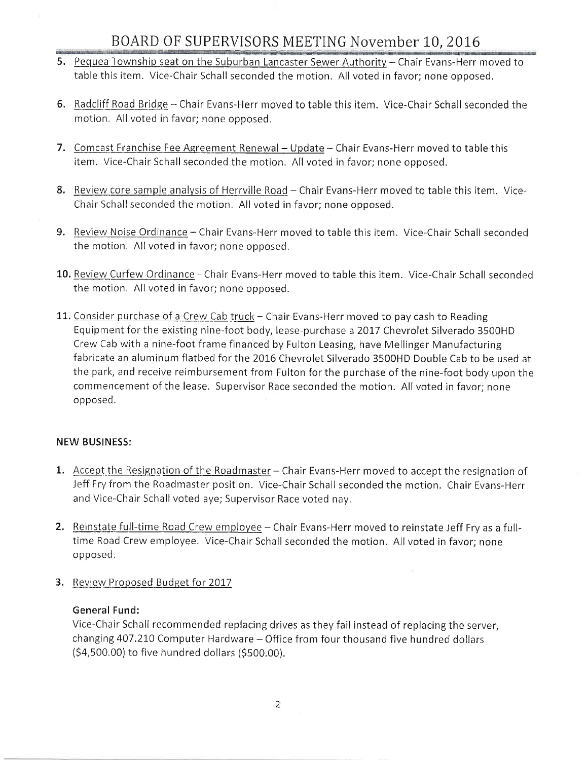5. Pequea Township seat on the Suburban Lancaster Sewer Authority – Chair Evans-Herr moved to table this item. Vice-Chair Schall seconded the motion. All voted in favor; none opposed.

6. Radcliff Road Bridge – Chair Evans-Herr moved to table this item. Vice-Chair Schall seconded the motion. All voted in favor; none opposed.

7. Comcast Franchise Fee Agreement Renewal – Update – Chair Evans-Herr moved to table this item. Vice-Chair Schall seconded the motion. All voted in favor; none opposed.

8. Review core sample analysis of Herrville Road – Chair Evans-Herr moved to table this item. Vice-Chair Schall seconded the motion. All voted in favor; none opposed.

9. Review Noise Ordinance – Chair Evans-Herr moved to table this item. Vice-Chair Schall seconded the motion. All voted in favor; none opposed.

10. Review Curfew Ordinance - Chair Evans-Herr moved to table this item. Vice-Chair Schall seconded the motion. All voted in favor; none opposed.

11. Consider purchase of a Crew Cab truck – Chair Evans-Herr moved to pay cash to Reading Equipment for the existing nine-foot body, lease-purchase a 2017 Chevrolet Silverado 3500HD Crew Cab with a nine-foot frame financed by Fulton Leasing, have Mellinger Manufacturing fabricate an aluminum flatbed for the 2016 Chevrolet Silverado 3500HD Double Cab to be used at the park, and receive reimbursement from Fulton for the purchase of the nine-foot body upon the commencement of the lease. Supervisor Race seconded the motion. All voted in favor; none opposed.

**NEW BUSINESS:**

1. Accept the Resignation of the Roadmaster – Chair Evans-Herr moved to accept the resignation of Jeff Fry from the Roadmaster position. Vice-Chair Schall seconded the motion. Chair Evans-Herr and Vice-Chair Schall voted aye; Supervisor Race voted nay.

2. Reinstate full-time Road Crew employee – Chair Evans-Herr moved to reinstate Jeff Fry as a full-time Road Crew employee. Vice-Chair Schall seconded the motion. All voted in favor; none opposed.

3. Review Proposed Budget for 2017

   **General Fund:**

   Vice-Chair Schall recommended replacing drives as they fail instead of replacing the server, changing 407.210 Computer Hardware – Office from four thousand five hundred dollars ($4,500.00) to five hundred dollars ($500.00).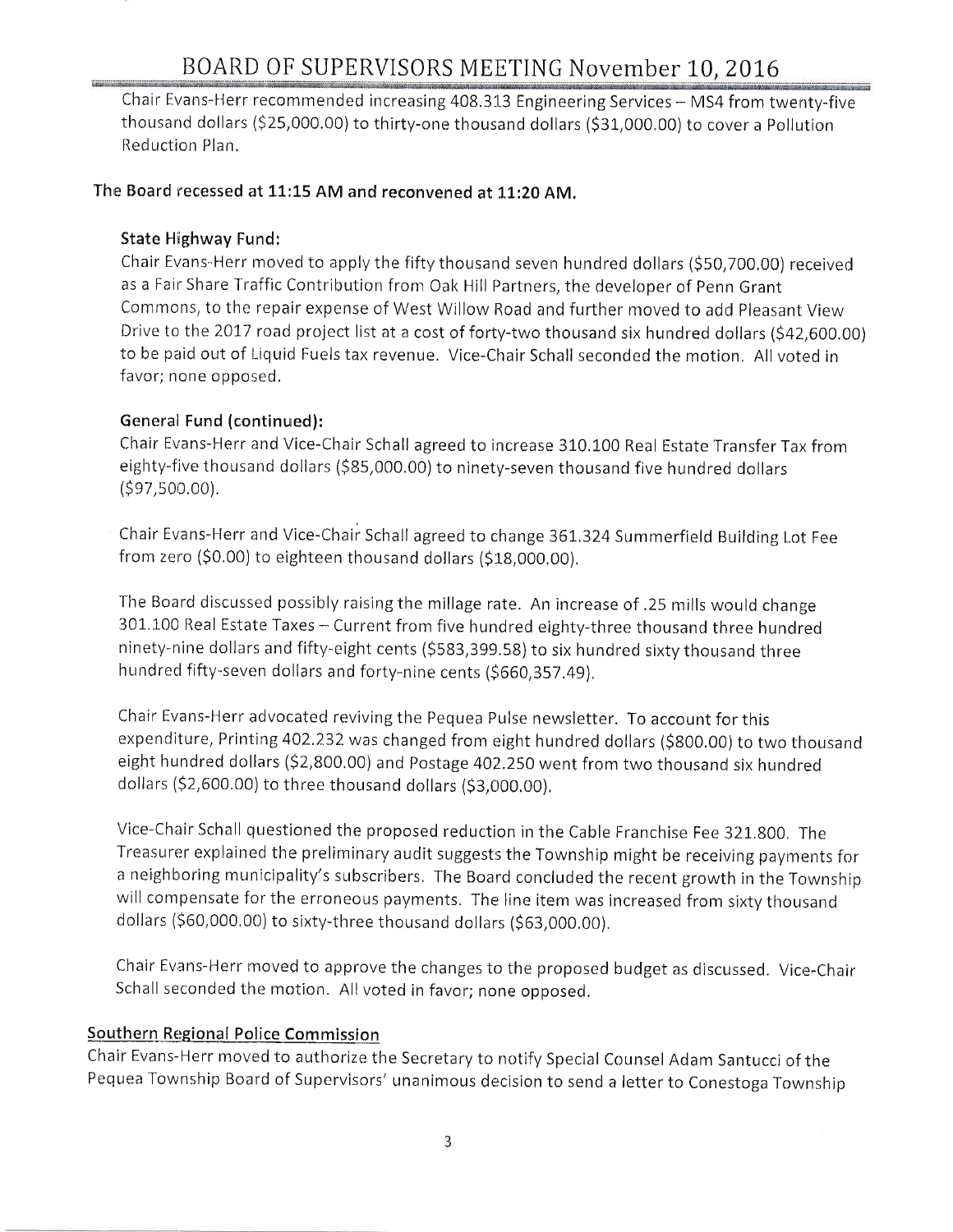Chair Evans-Herr recommended increasing 408.313 Engineering Services – MS4 from twenty-five thousand dollars ($25,000.00) to thirty-one thousand dollars ($31,000.00) to cover a Pollution Reduction Plan.

**The Board recessed at 11:15 AM and reconvened at 11:20 AM.**

**State Highway Fund:**

Chair Evans-Herr moved to apply the fifty thousand seven hundred dollars ($50,700.00) received as a Fair Share Traffic Contribution from Oak Hill Partners, the developer of Penn Grant Commons, to the repair expense of West Willow Road and further moved to add Pleasant View Drive to the 2017 road project list at a cost of forty-two thousand six hundred dollars ($42,600.00) to be paid out of Liquid Fuels tax revenue. Vice-Chair Schall seconded the motion. All voted in favor; none opposed.

**General Fund (continued):**

Chair Evans-Herr and Vice-Chair Schall agreed to increase 310.100 Real Estate Transfer Tax from eighty-five thousand dollars ($85,000.00) to ninety-seven thousand five hundred dollars ($97,500.00).

Chair Evans-Herr and Vice-Chair Schall agreed to change 361.324 Summerfield Building Lot Fee from zero ($0.00) to eighteen thousand dollars ($18,000.00).

The Board discussed possibly raising the millage rate. An increase of .25 mills would change 301.100 Real Estate Taxes – Current from five hundred eighty-three thousand three hundred ninety-nine dollars and fifty-eight cents ($583,399.58) to six hundred sixty thousand three hundred fifty-seven dollars and forty-nine cents ($660,357.49).

Chair Evans-Herr advocated reviving the Pequea Pulse newsletter. To account for this expenditure, Printing 402.232 was changed from eight hundred dollars ($800.00) to two thousand eight hundred dollars ($2,800.00) and Postage 402.250 went from two thousand six hundred dollars ($2,600.00) to three thousand dollars ($3,000.00).

Vice-Chair Schall questioned the proposed reduction in the Cable Franchise Fee 321.800. The Treasurer explained the preliminary audit suggests the Township might be receiving payments for a neighboring municipality's subscribers. The Board concluded the recent growth in the Township will compensate for the erroneous payments. The line item was increased from sixty thousand dollars ($60,000.00) to sixty-three thousand dollars ($63,000.00).

Chair Evans-Herr moved to approve the changes to the proposed budget as discussed. Vice-Chair Schall seconded the motion. All voted in favor; none opposed.

## Southern Regional Police Commission

Chair Evans-Herr moved to authorize the Secretary to notify Special Counsel Adam Santucci of the Pequea Township Board of Supervisors' unanimous decision to send a letter to Conestoga Township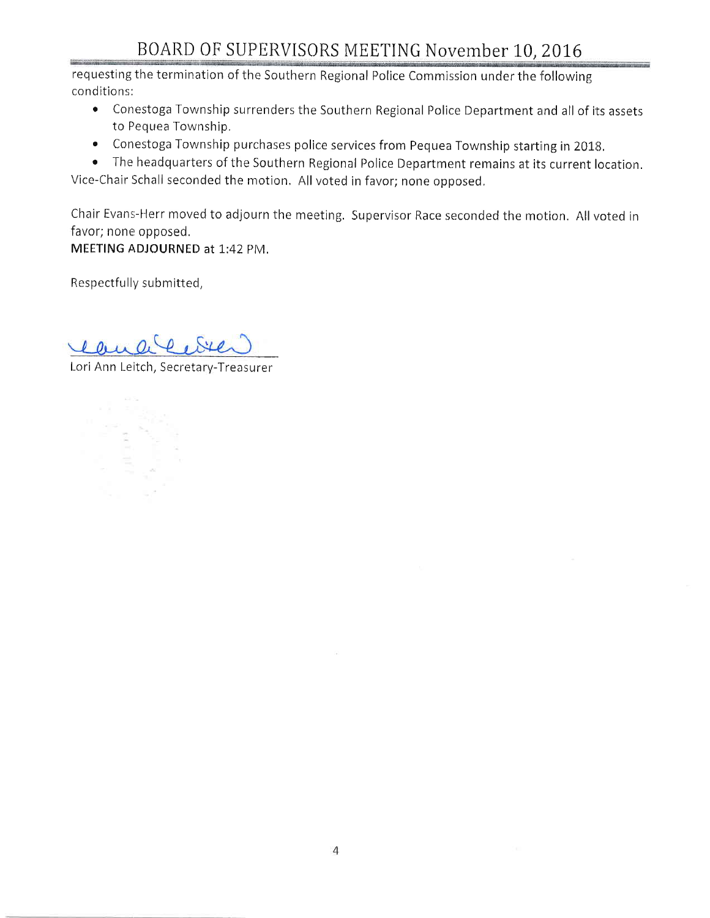requesting the termination of the Southern Regional Police Commission under the following conditions:

- Conestoga Township surrenders the Southern Regional Police Department and all of its assets to Pequea Township.
- Conestoga Township purchases police services from Pequea Township starting in 2018.
- The headquarters of the Southern Regional Police Department remains at its current location.

Vice-Chair Schall seconded the motion. All voted in favor; none opposed.

Chair Evans-Herr moved to adjourn the meeting. Supervisor Race seconded the motion. All voted in favor; none opposed.

**MEETING ADJOURNED** at 1:42 PM.

Respectfully submitted,

Lori Ann Leitch, Secretary-Treasurer